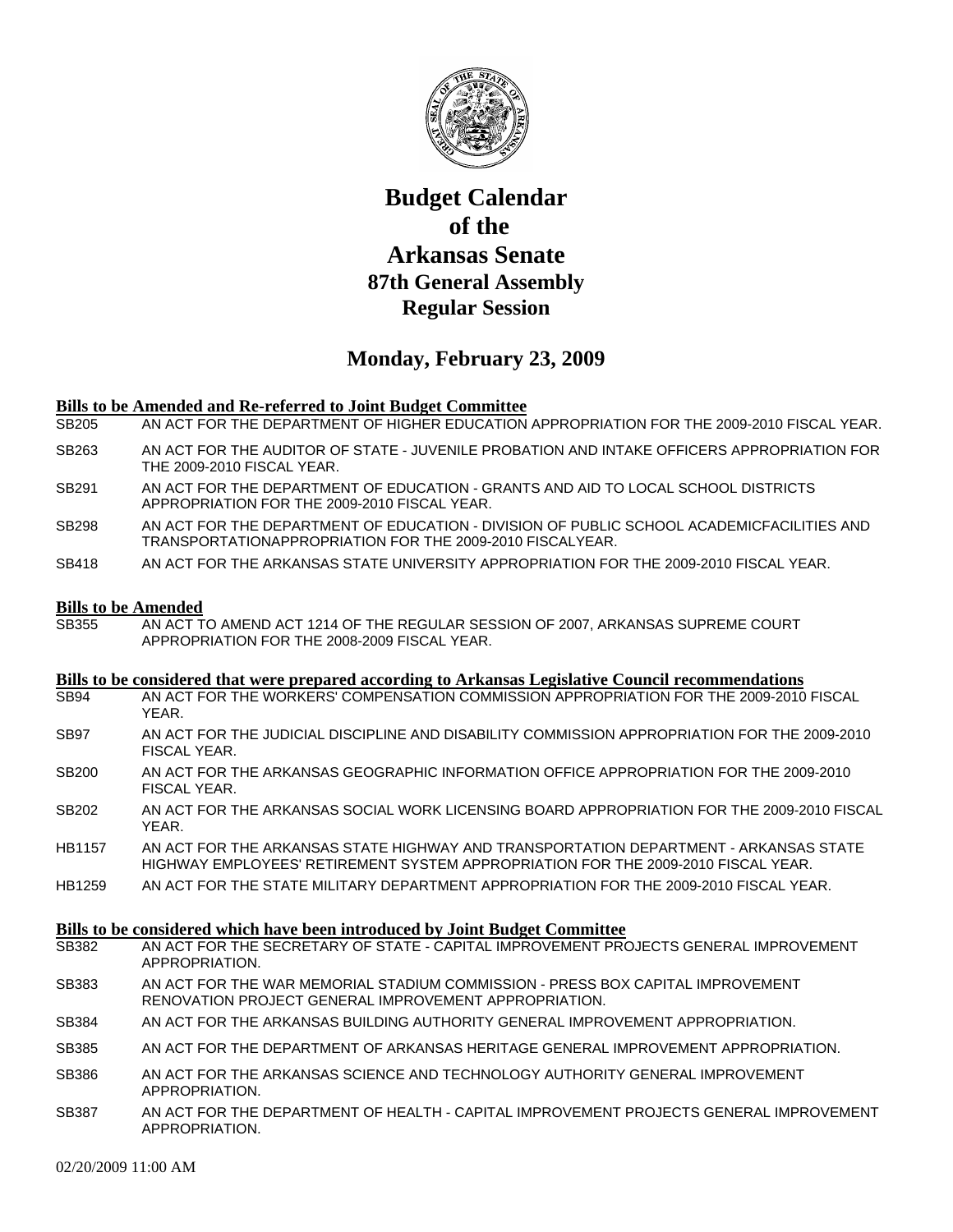# Budget Calendar of the Arkansas Senate
## 87th General Assembly
## Regular Session

## Monday, February 23, 2009

### Bills to be Amended and Re-referred to Joint Budget Committee

| | |
|---|---|
| SB205 | AN ACT FOR THE DEPARTMENT OF HIGHER EDUCATION APPROPRIATION FOR THE 2009-2010 FISCAL YEAR. |
| SB263 | AN ACT FOR THE AUDITOR OF STATE - JUVENILE PROBATION AND INTAKE OFFICERS APPROPRIATION FOR THE 2009-2010 FISCAL YEAR. |
| SB291 | AN ACT FOR THE DEPARTMENT OF EDUCATION - GRANTS AND AID TO LOCAL SCHOOL DISTRICTS APPROPRIATION FOR THE 2009-2010 FISCAL YEAR. |
| SB298 | AN ACT FOR THE DEPARTMENT OF EDUCATION - DIVISION OF PUBLIC SCHOOL ACADEMICFACILITIES AND TRANSPORTATIONAPPROPRIATION FOR THE 2009-2010 FISCALYEAR. |
| SB418 | AN ACT FOR THE ARKANSAS STATE UNIVERSITY APPROPRIATION FOR THE 2009-2010 FISCAL YEAR. |

### Bills to be Amended

| | |
|---|---|
| SB355 | AN ACT TO AMEND ACT 1214 OF THE REGULAR SESSION OF 2007, ARKANSAS SUPREME COURT APPROPRIATION FOR THE 2008-2009 FISCAL YEAR. |

### Bills to be considered that were prepared according to Arkansas Legislative Council recommendations

| | |
|---|---|
| SB94 | AN ACT FOR THE WORKERS' COMPENSATION COMMISSION APPROPRIATION FOR THE 2009-2010 FISCAL YEAR. |
| SB97 | AN ACT FOR THE JUDICIAL DISCIPLINE AND DISABILITY COMMISSION APPROPRIATION FOR THE 2009-2010 FISCAL YEAR. |
| SB200 | AN ACT FOR THE ARKANSAS GEOGRAPHIC INFORMATION OFFICE APPROPRIATION FOR THE 2009-2010 FISCAL YEAR. |
| SB202 | AN ACT FOR THE ARKANSAS SOCIAL WORK LICENSING BOARD APPROPRIATION FOR THE 2009-2010 FISCAL YEAR. |
| HB1157 | AN ACT FOR THE ARKANSAS STATE HIGHWAY AND TRANSPORTATION DEPARTMENT - ARKANSAS STATE HIGHWAY EMPLOYEES' RETIREMENT SYSTEM APPROPRIATION FOR THE 2009-2010 FISCAL YEAR. |
| HB1259 | AN ACT FOR THE STATE MILITARY DEPARTMENT APPROPRIATION FOR THE 2009-2010 FISCAL YEAR. |

### Bills to be considered which have been introduced by Joint Budget Committee

| | |
|---|---|
| SB382 | AN ACT FOR THE SECRETARY OF STATE - CAPITAL IMPROVEMENT PROJECTS GENERAL IMPROVEMENT APPROPRIATION. |
| SB383 | AN ACT FOR THE WAR MEMORIAL STADIUM COMMISSION - PRESS BOX CAPITAL IMPROVEMENT RENOVATION PROJECT GENERAL IMPROVEMENT APPROPRIATION. |
| SB384 | AN ACT FOR THE ARKANSAS BUILDING AUTHORITY GENERAL IMPROVEMENT APPROPRIATION. |
| SB385 | AN ACT FOR THE DEPARTMENT OF ARKANSAS HERITAGE GENERAL IMPROVEMENT APPROPRIATION. |
| SB386 | AN ACT FOR THE ARKANSAS SCIENCE AND TECHNOLOGY AUTHORITY GENERAL IMPROVEMENT APPROPRIATION. |
| SB387 | AN ACT FOR THE DEPARTMENT OF HEALTH - CAPITAL IMPROVEMENT PROJECTS GENERAL IMPROVEMENT APPROPRIATION. |

02/20/2009 11:00 AM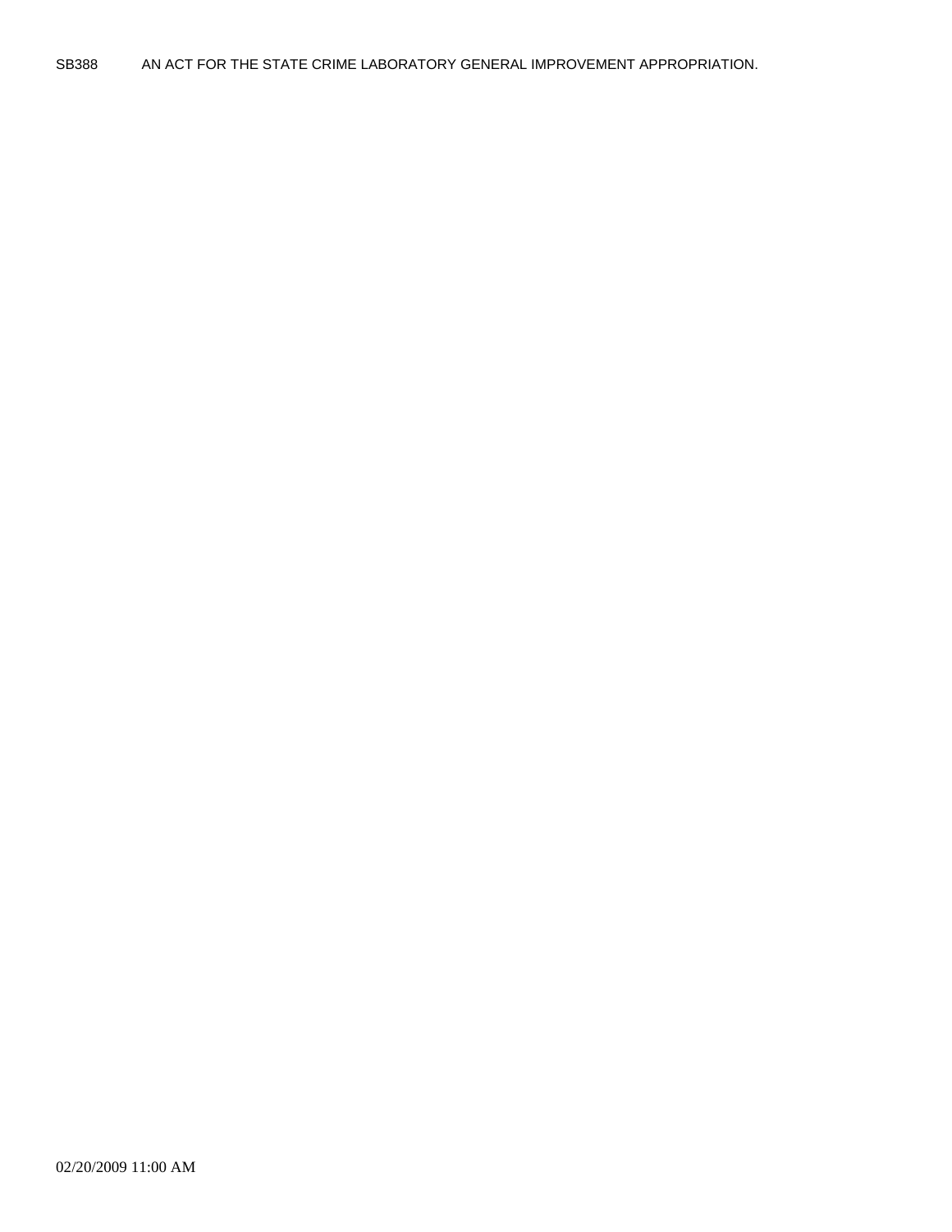SB388 AN ACT FOR THE STATE CRIME LABORATORY GENERAL IMPROVEMENT APPROPRIATION.

02/20/2009 11:00 AM